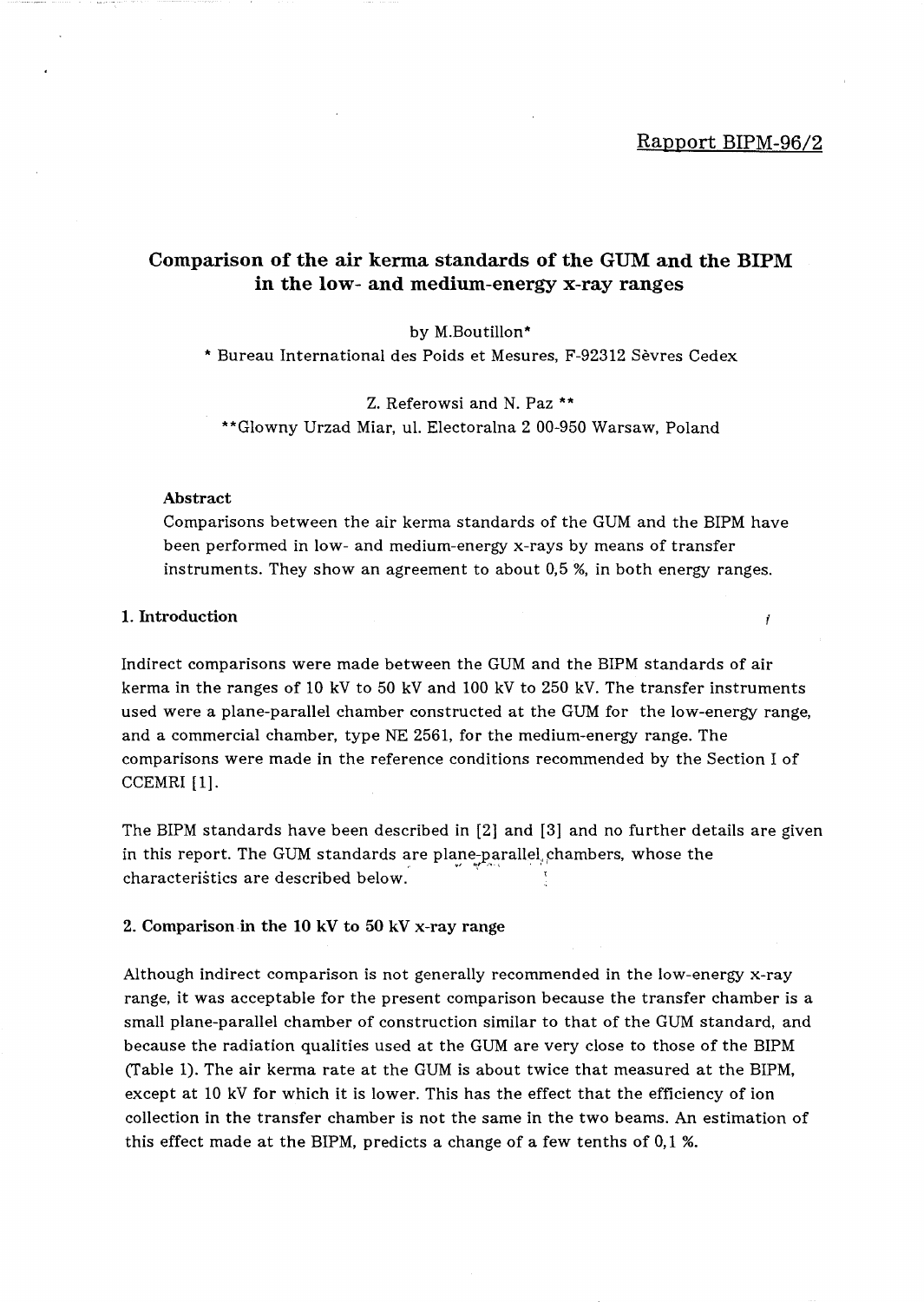Rapport BIPM-96/2

# Comparison of the air kerma standards of the GUM and the BIPM in the low- and medium-energy x-ray ranges

by M.Boutillon*

* Bureau International des Poids et Mesures, F-92312 Sèvres Cedex

Z. Referowsi and N. Paz **

**Glowny Urzad Miar, ul. Electoralna 2 00-950 Warsaw, Poland

### Abstract

Comparisons between the air kerma standards of the GUM and the BIPM have been performed in low- and medium-energy x-rays by means of transfer instruments. They show an agreement to about 0,5 %, in both energy ranges.

## 1. Introduction

Indirect comparisons were made between the GUM and the BIPM standards of air kerma in the ranges of 10 kV to 50 kV and 100 kV to 250 kV. The transfer instruments used were a plane-parallel chamber constructed at the GUM for the low-energy range, and a commercial chamber, type NE 2561, for the medium-energy range. The comparisons were made in the reference conditions recommended by the Section I of CCEMRI [1].

The BIPM standards have been described in [2] and [3] and no further details are given in this report. The GUM standards are plane-parallel chambers, whose the characteristics are described below.

## 2. Comparison in the 10 kV to 50 kV x-ray range

Although indirect comparison is not generally recommended in the low-energy x-ray range, it was acceptable for the present comparison because the transfer chamber is a small plane-parallel chamber of construction similar to that of the GUM standard, and because the radiation qualities used at the GUM are very close to those of the BIPM (Table 1). The air kerma rate at the GUM is about twice that measured at the BIPM, except at 10 kV for which it is lower. This has the effect that the efficiency of ion collection in the transfer chamber is not the same in the two beams. An estimation of this effect made at the BIPM, predicts a change of a few tenths of 0,1 %.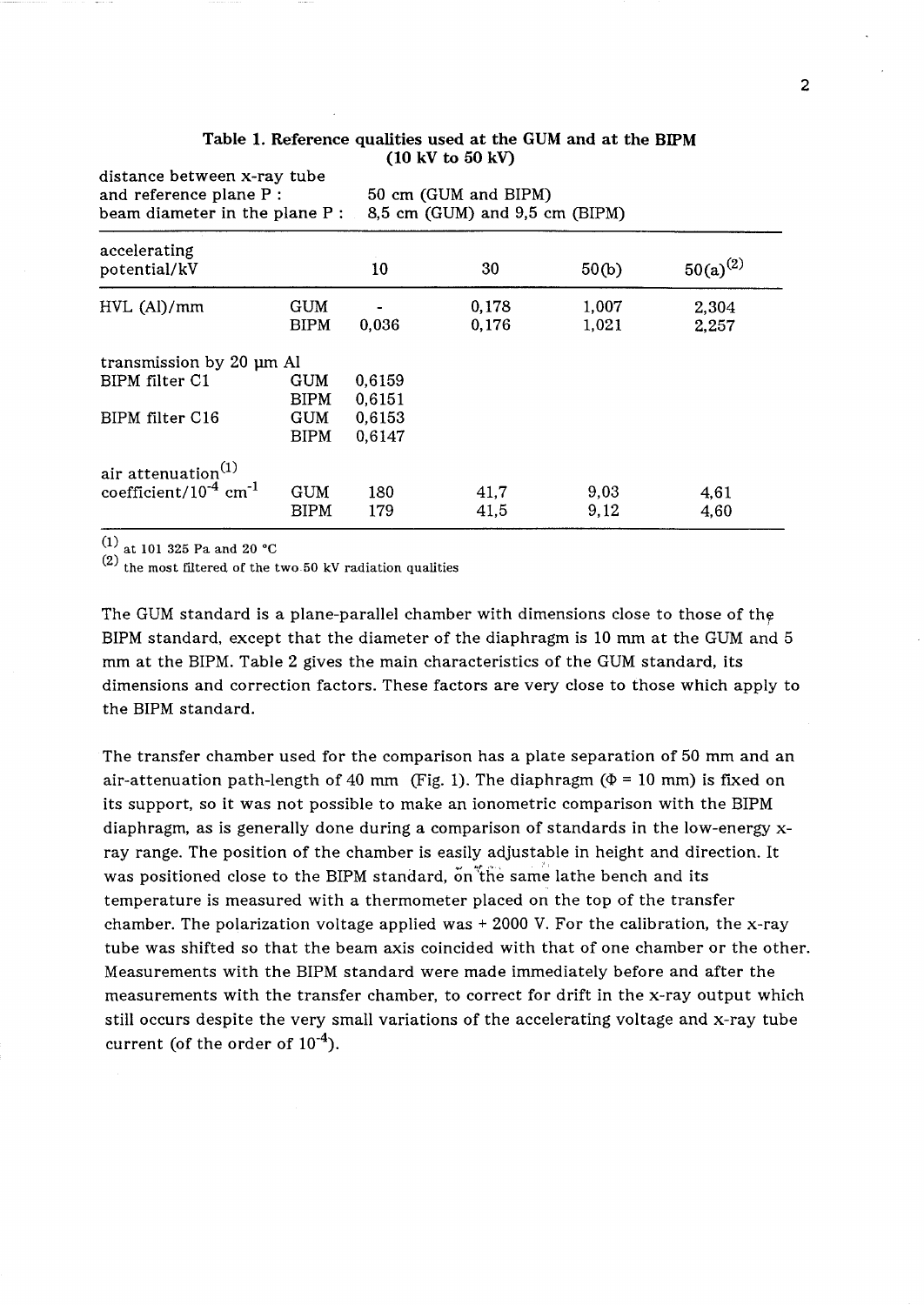**Table 1. Reference qualities used at the GUM and at the BIPM (10 kV to 50 kV)**

distance between x-ray tube and reference plane P : 50 cm (GUM and BIPM)
beam diameter in the plane P : 8,5 cm (GUM) and 9,5 cm (BIPM)

| accelerating potential/kV | | 10 | 30 | 50(b) | 50(a)[2] |
|---|---|---|---|---|---|
| HVL (Al)/mm | GUM | - | 0,178 | 1,007 | 2,304 |
| | BIPM | 0,036 | 0,176 | 1,021 | 2,257 |
| transmission by 20 μm Al | | | | | |
| BIPM filter C1 | GUM | 0,6159 | | | |
| | BIPM | 0,6151 | | | |
| BIPM filter C16 | GUM | 0,6153 | | | |
| | BIPM | 0,6147 | | | |
| air attenuation[1] coefficient/$10^{-4}$ $cm^{-1}$ | GUM | 180 | 41,7 | 9,03 | 4,61 |
| | BIPM | 179 | 41,5 | 9,12 | 4,60 |

[1] at 101 325 Pa and 20 °C
[2] the most filtered of the two 50 kV radiation qualities

The GUM standard is a plane-parallel chamber with dimensions close to those of the BIPM standard, except that the diameter of the diaphragm is 10 mm at the GUM and 5 mm at the BIPM. Table 2 gives the main characteristics of the GUM standard, its dimensions and correction factors. These factors are very close to those which apply to the BIPM standard.

The transfer chamber used for the comparison has a plate separation of 50 mm and an air-attenuation path-length of 40 mm (Fig. 1). The diaphragm ($\Phi$ = 10 mm) is fixed on its support, so it was not possible to make an ionometric comparison with the BIPM diaphragm, as is generally done during a comparison of standards in the low-energy x-ray range. The position of the chamber is easily adjustable in height and direction. It was positioned close to the BIPM standard, on the same lathe bench and its temperature is measured with a thermometer placed on the top of the transfer chamber. The polarization voltage applied was + 2000 V. For the calibration, the x-ray tube was shifted so that the beam axis coincided with that of one chamber or the other. Measurements with the BIPM standard were made immediately before and after the measurements with the transfer chamber, to correct for drift in the x-ray output which still occurs despite the very small variations of the accelerating voltage and x-ray tube current (of the order of $10^{-4}$).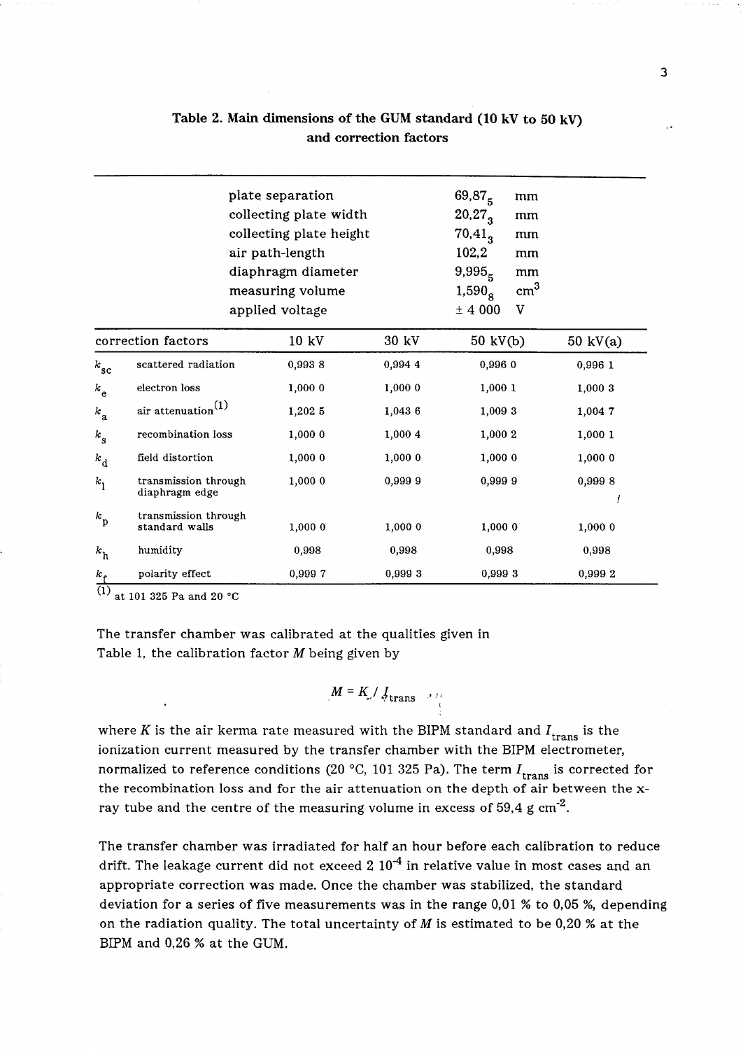## Table 2. Main dimensions of the GUM standard (10 kV to 50 kV) and correction factors

| | |
|---|---|
| plate separation | $69{,}87_5$ mm |
| collecting plate width | $20{,}27_3$ mm |
| collecting plate height | $70{,}41_3$ mm |
| air path-length | 102,2 mm |
| diaphragm diameter | $9{,}995_5$ mm |
| measuring volume | $1{,}590_8$ $cm^3$ |
| applied voltage | ± 4 000 V |

| correction factors | | 10 kV | 30 kV | 50 kV(b) | 50 kV(a) |
|---|---|---|---|---|---|
| $k_{sc}$ | scattered radiation | 0,993 8 | 0,994 4 | 0,996 0 | 0,996 1 |
| $k_e$ | electron loss | 1,000 0 | 1,000 0 | 1,000 1 | 1,000 3 |
| $k_a$ | air attenuation(1) | 1,202 5 | 1,043 6 | 1,009 3 | 1,004 7 |
| $k_s$ | recombination loss | 1,000 0 | 1,000 4 | 1,000 2 | 1,000 1 |
| $k_d$ | field distortion | 1,000 0 | 1,000 0 | 1,000 0 | 1,000 0 |
| $k_l$ | transmission through diaphragm edge | 1,000 0 | 0,999 9 | 0,999 9 | 0,999 8 |
| $k_p$ | transmission through standard walls | 1,000 0 | 1,000 0 | 1,000 0 | 1,000 0 |
| $k_h$ | humidity | 0,998 | 0,998 | 0,998 | 0,998 |
| $k_f$ | polarity effect | 0,999 7 | 0,999 3 | 0,999 3 | 0,999 2 |

(1) at 101 325 Pa and 20 °C

The transfer chamber was calibrated at the qualities given in Table 1, the calibration factor $M$ being given by

$$M = \dot{K} / I_{\text{trans}}$$

where $\dot{K}$ is the air kerma rate measured with the BIPM standard and $I_{\text{trans}}$ is the ionization current measured by the transfer chamber with the BIPM electrometer, normalized to reference conditions (20 °C, 101 325 Pa). The term $I_{\text{trans}}$ is corrected for the recombination loss and for the air attenuation on the depth of air between the x-ray tube and the centre of the measuring volume in excess of 59,4 g $cm^{-2}$.

The transfer chamber was irradiated for half an hour before each calibration to reduce drift. The leakage current did not exceed $2\ 10^{-4}$ in relative value in most cases and an appropriate correction was made. Once the chamber was stabilized, the standard deviation for a series of five measurements was in the range 0,01 % to 0,05 %, depending on the radiation quality. The total uncertainty of $M$ is estimated to be 0,20 % at the BIPM and 0,26 % at the GUM.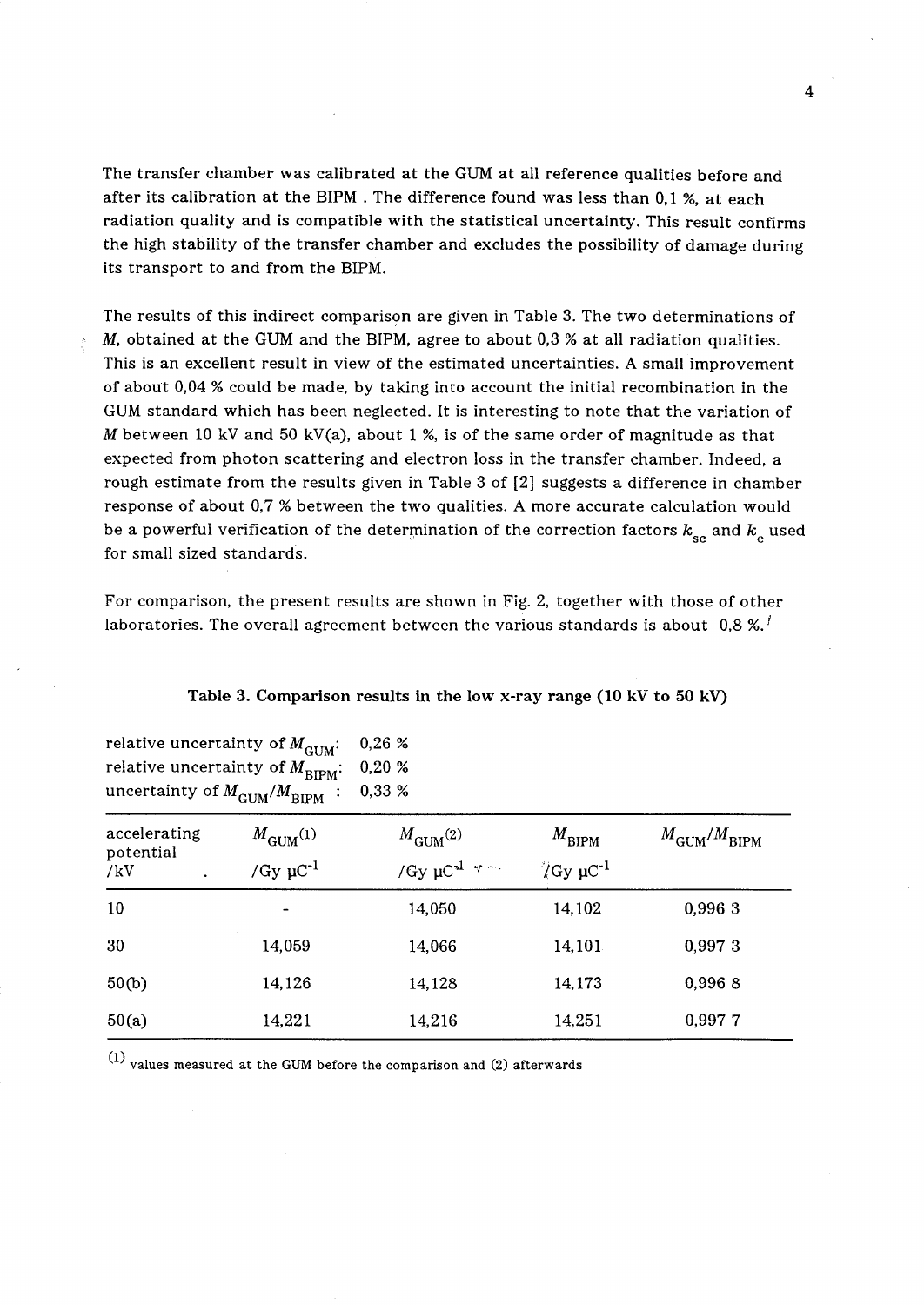The transfer chamber was calibrated at the GUM at all reference qualities before and after its calibration at the BIPM . The difference found was less than 0,1 %, at each radiation quality and is compatible with the statistical uncertainty. This result confirms the high stability of the transfer chamber and excludes the possibility of damage during its transport to and from the BIPM.

The results of this indirect comparison are given in Table 3. The two determinations of $M$, obtained at the GUM and the BIPM, agree to about 0,3 % at all radiation qualities. This is an excellent result in view of the estimated uncertainties. A small improvement of about 0,04 % could be made, by taking into account the initial recombination in the GUM standard which has been neglected. It is interesting to note that the variation of $M$ between 10 kV and 50 kV(a), about 1 %, is of the same order of magnitude as that expected from photon scattering and electron loss in the transfer chamber. Indeed, a rough estimate from the results given in Table 3 of [2] suggests a difference in chamber response of about 0,7 % between the two qualities. A more accurate calculation would be a powerful verification of the determination of the correction factors $k_{sc}$ and $k_e$ used for small sized standards.

For comparison, the present results are shown in Fig. 2, together with those of other laboratories. The overall agreement between the various standards is about 0,8 %.

**Table 3. Comparison results in the low x-ray range (10 kV to 50 kV)**

relative uncertainty of $M_{GUM}$: 0,26 %
relative uncertainty of $M_{BIPM}$: 0,20 %
uncertainty of $M_{GUM}/M_{BIPM}$ : 0,33 %

| accelerating potential /kV | $M_{GUM}$(1) /Gy µC$^{-1}$ | $M_{GUM}$(2) /Gy µC$^{-1}$ | $M_{BIPM}$ /Gy µC$^{-1}$ | $M_{GUM}/M_{BIPM}$ |
|---|---|---|---|---|
| 10 | - | 14,050 | 14,102 | 0,996 3 |
| 30 | 14,059 | 14,066 | 14,101 | 0,997 3 |
| 50(b) | 14,126 | 14,128 | 14,173 | 0,996 8 |
| 50(a) | 14,221 | 14,216 | 14,251 | 0,997 7 |

(1) values measured at the GUM before the comparison and (2) afterwards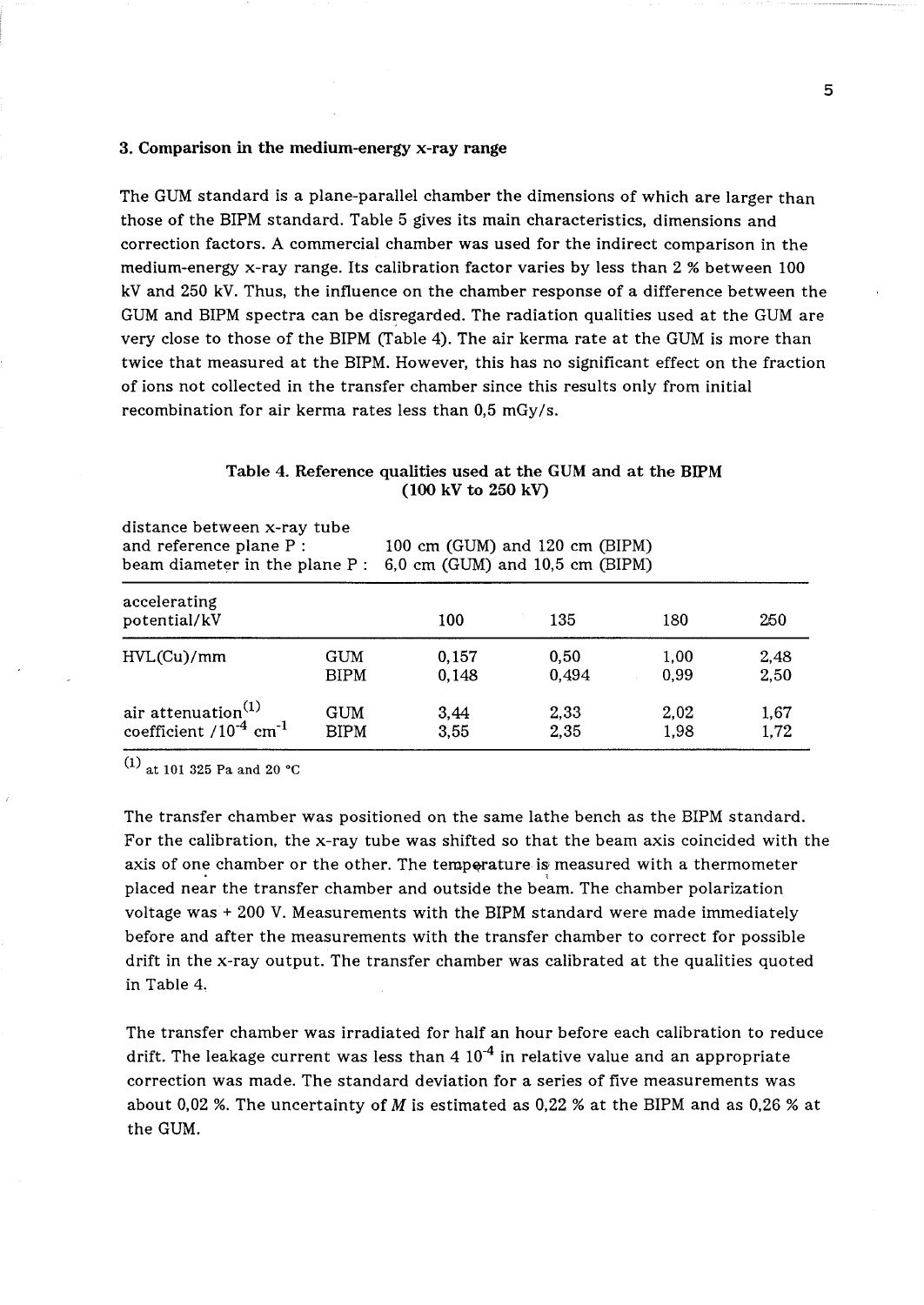### 3. Comparison in the medium-energy x-ray range

The GUM standard is a plane-parallel chamber the dimensions of which are larger than those of the BIPM standard. Table 5 gives its main characteristics, dimensions and correction factors. A commercial chamber was used for the indirect comparison in the medium-energy x-ray range. Its calibration factor varies by less than 2 % between 100 kV and 250 kV. Thus, the influence on the chamber response of a difference between the GUM and BIPM spectra can be disregarded. The radiation qualities used at the GUM are very close to those of the BIPM (Table 4). The air kerma rate at the GUM is more than twice that measured at the BIPM. However, this has no significant effect on the fraction of ions not collected in the transfer chamber since this results only from initial recombination for air kerma rates less than 0,5 mGy/s.

**Table 4. Reference qualities used at the GUM and at the BIPM (100 kV to 250 kV)**

distance between x-ray tube and reference plane P : 100 cm (GUM) and 120 cm (BIPM)
beam diameter in the plane P : 6,0 cm (GUM) and 10,5 cm (BIPM)

| accelerating potential/kV | | 100 | 135 | 180 | 250 |
|---|---|---|---|---|---|
| HVL(Cu)/mm | GUM | 0,157 | 0,50 | 1,00 | 2,48 |
| | BIPM | 0,148 | 0,494 | 0,99 | 2,50 |
| air attenuation[(1)] coefficient $/10^{-4}$ $cm^{-1}$ | GUM | 3,44 | 2,33 | 2,02 | 1,67 |
| | BIPM | 3,55 | 2,35 | 1,98 | 1,72 |

[(1)] at 101 325 Pa and 20 °C

The transfer chamber was positioned on the same lathe bench as the BIPM standard. For the calibration, the x-ray tube was shifted so that the beam axis coincided with the axis of one chamber or the other. The temperature is measured with a thermometer placed near the transfer chamber and outside the beam. The chamber polarization voltage was + 200 V. Measurements with the BIPM standard were made immediately before and after the measurements with the transfer chamber to correct for possible drift in the x-ray output. The transfer chamber was calibrated at the qualities quoted in Table 4.

The transfer chamber was irradiated for half an hour before each calibration to reduce drift. The leakage current was less than 4 $10^{-4}$ in relative value and an appropriate correction was made. The standard deviation for a series of five measurements was about 0,02 %. The uncertainty of $M$ is estimated as 0,22 % at the BIPM and as 0,26 % at the GUM.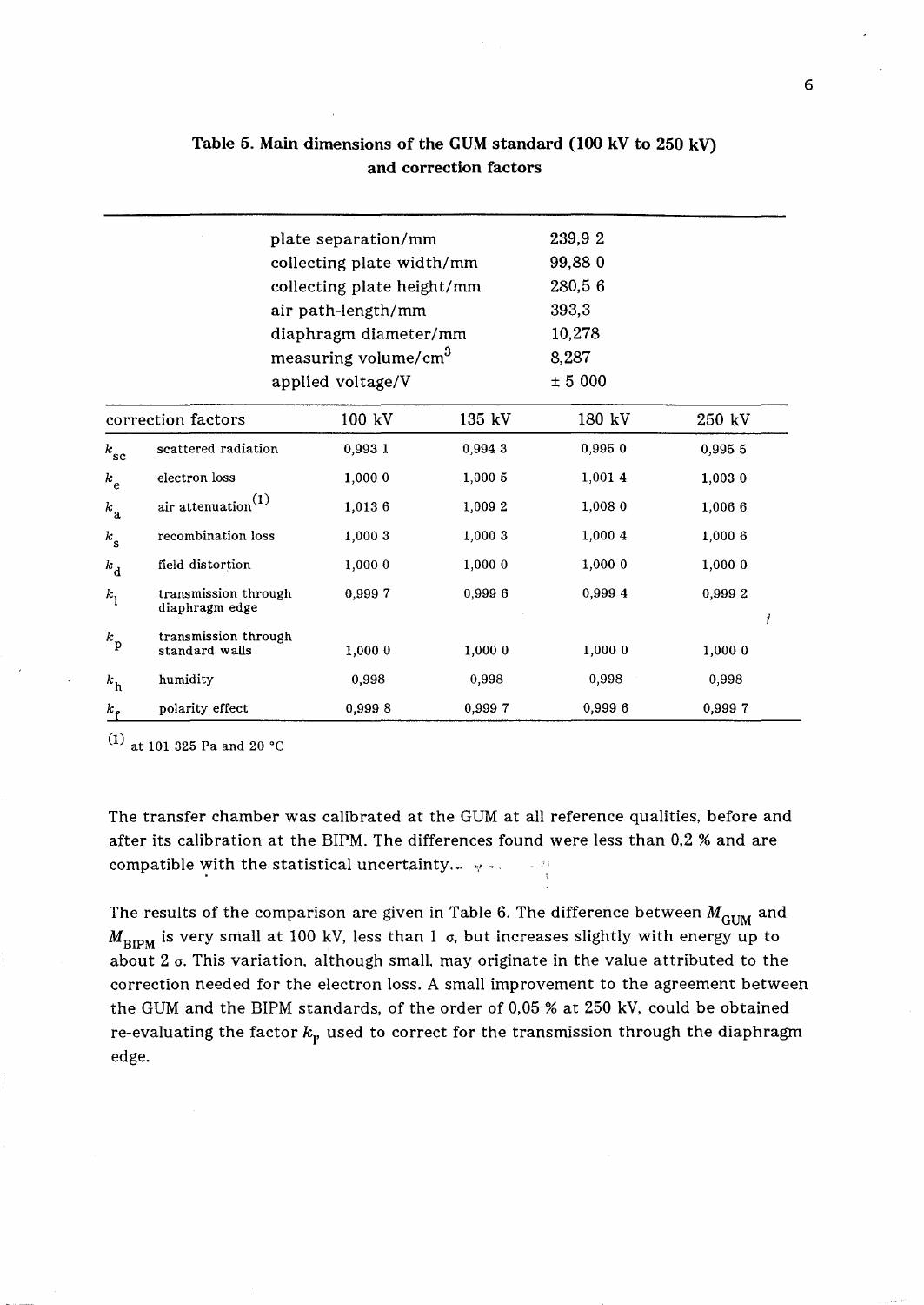**Table 5. Main dimensions of the GUM standard (100 kV to 250 kV) and correction factors**

| | | | | | |
|---|---|---|---|---|---|
| | plate separation/mm | | | 239,9 2 | |
| | collecting plate width/mm | | | 99,88 0 | |
| | collecting plate height/mm | | | 280,5 6 | |
| | air path-length/mm | | | 393,3 | |
| | diaphragm diameter/mm | | | 10,278 | |
| | measuring volume/cm$^3$ | | | 8,287 | |
| | applied voltage/V | | | ± 5 000 | |
| correction factors | | 100 kV | 135 kV | 180 kV | 250 kV |
| $k_{sc}$ | scattered radiation | 0,993 1 | 0,994 3 | 0,995 0 | 0,995 5 |
| $k_e$ | electron loss | 1,000 0 | 1,000 5 | 1,001 4 | 1,003 0 |
| $k_a$ | air attenuation[(1)] | 1,013 6 | 1,009 2 | 1,008 0 | 1,006 6 |
| $k_s$ | recombination loss | 1,000 3 | 1,000 3 | 1,000 4 | 1,000 6 |
| $k_d$ | field distortion | 1,000 0 | 1,000 0 | 1,000 0 | 1,000 0 |
| $k_l$ | transmission through diaphragm edge | 0,999 7 | 0,999 6 | 0,999 4 | 0,999 2 |
| $k_p$ | transmission through standard walls | 1,000 0 | 1,000 0 | 1,000 0 | 1,000 0 |
| $k_h$ | humidity | 0,998 | 0,998 | 0,998 | 0,998 |
| $k_f$ | polarity effect | 0,999 8 | 0,999 7 | 0,999 6 | 0,999 7 |

(1) at 101 325 Pa and 20 °C

The transfer chamber was calibrated at the GUM at all reference qualities, before and after its calibration at the BIPM. The differences found were less than 0,2 % and are compatible with the statistical uncertainty.

The results of the comparison are given in Table 6. The difference between $M_{GUM}$ and $M_{BIPM}$ is very small at 100 kV, less than 1 $\sigma$, but increases slightly with energy up to about 2 $\sigma$. This variation, although small, may originate in the value attributed to the correction needed for the electron loss. A small improvement to the agreement between the GUM and the BIPM standards, of the order of 0,05 % at 250 kV, could be obtained re-evaluating the factor $k_l$, used to correct for the transmission through the diaphragm edge.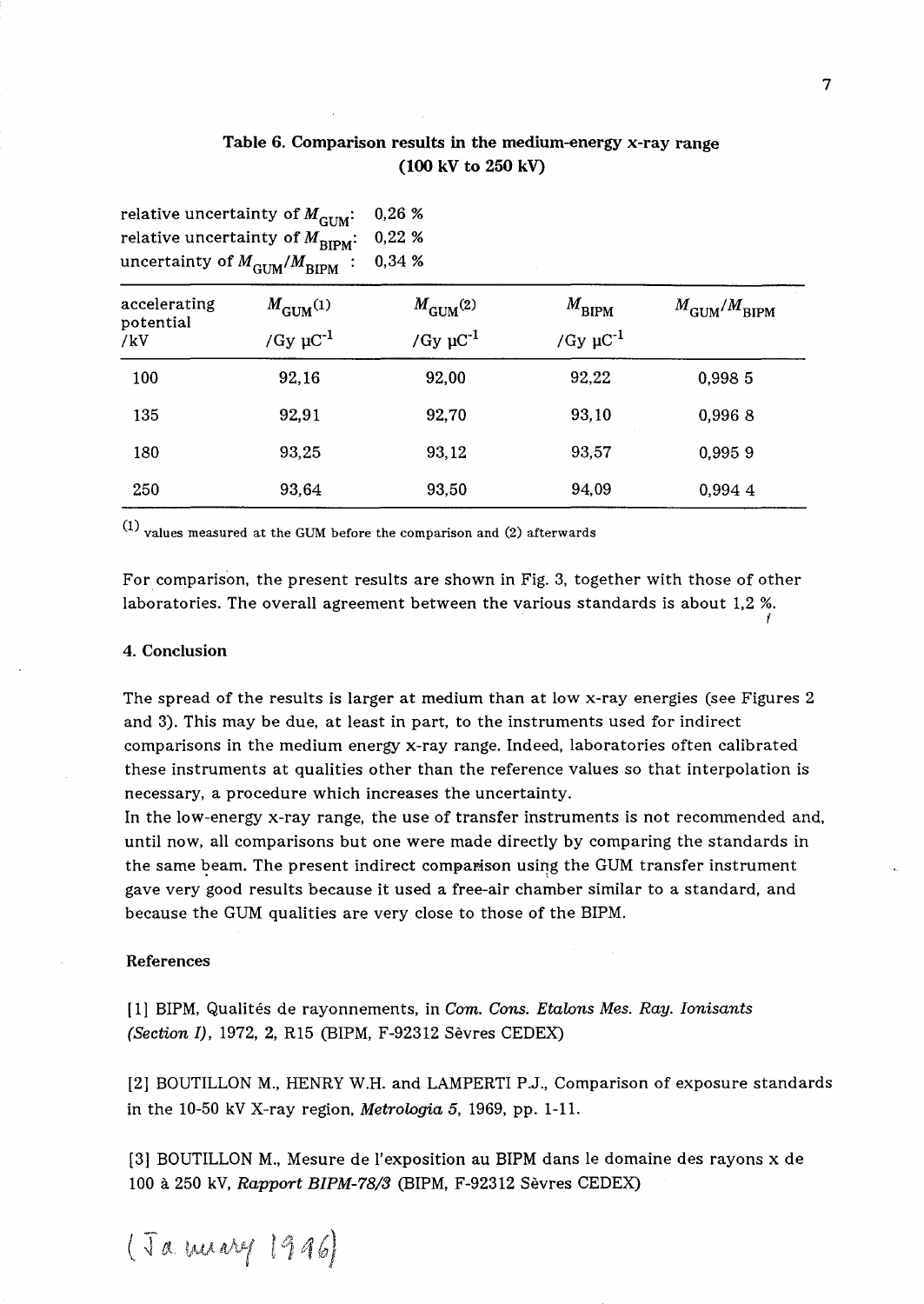**Table 6. Comparison results in the medium-energy x-ray range (100 kV to 250 kV)**

relative uncertainty of $M_{GUM}$: 0,26 %
relative uncertainty of $M_{BIPM}$: 0,22 %
uncertainty of $M_{GUM}/M_{BIPM}$ : 0,34 %

| accelerating potential /kV | $M_{GUM}$(1) /Gy µC$^{-1}$ | $M_{GUM}$(2) /Gy µC$^{-1}$ | $M_{BIPM}$ /Gy µC$^{-1}$ | $M_{GUM}/M_{BIPM}$ |
|---|---|---|---|---|
| 100 | 92,16 | 92,00 | 92,22 | 0,998 5 |
| 135 | 92,91 | 92,70 | 93,10 | 0,996 8 |
| 180 | 93,25 | 93,12 | 93,57 | 0,995 9 |
| 250 | 93,64 | 93,50 | 94,09 | 0,994 4 |

(1) values measured at the GUM before the comparison and (2) afterwards

For comparison, the present results are shown in Fig. 3, together with those of other laboratories. The overall agreement between the various standards is about 1,2 %.

#### 4. Conclusion

The spread of the results is larger at medium than at low x-ray energies (see Figures 2 and 3). This may be due, at least in part, to the instruments used for indirect comparisons in the medium energy x-ray range. Indeed, laboratories often calibrated these instruments at qualities other than the reference values so that interpolation is necessary, a procedure which increases the uncertainty.
In the low-energy x-ray range, the use of transfer instruments is not recommended and, until now, all comparisons but one were made directly by comparing the standards in the same beam. The present indirect comparison using the GUM transfer instrument gave very good results because it used a free-air chamber similar to a standard, and because the GUM qualities are very close to those of the BIPM.

#### References

[1] BIPM, Qualités de rayonnements, in *Com. Cons. Etalons Mes. Ray. Ionisants (Section I)*, 1972, **2**, R15 (BIPM, F-92312 Sèvres CEDEX)

[2] BOUTILLON M., HENRY W.H. and LAMPERTI P.J., Comparison of exposure standards in the 10-50 kV X-ray region, *Metrologia 5*, 1969, pp. 1-11.

[3] BOUTILLON M., Mesure de l'exposition au BIPM dans le domaine des rayons x de 100 à 250 kV, *Rapport BIPM-78/3* (BIPM, F-92312 Sèvres CEDEX)

(January 1996)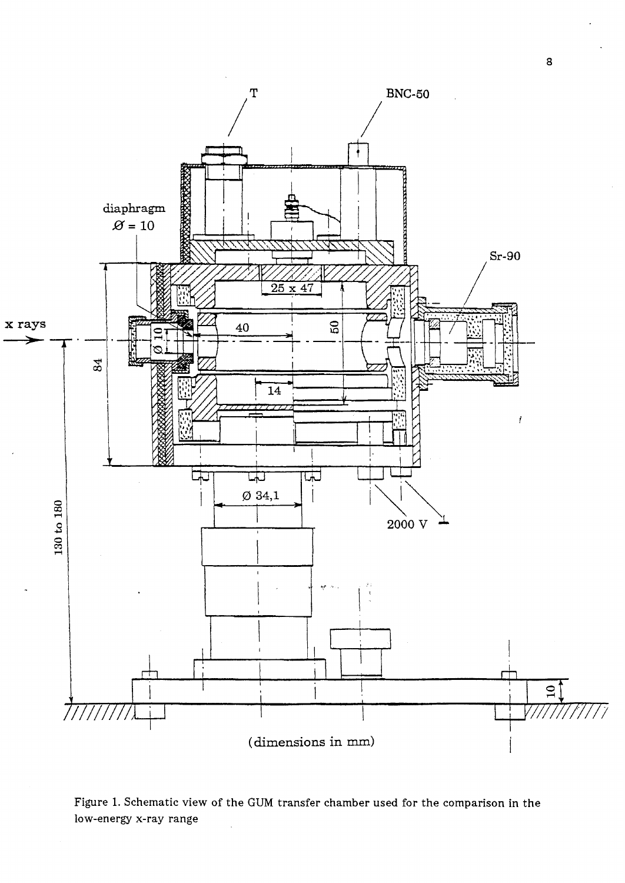Figure 1. Schematic view of the GUM transfer chamber used for the comparison in the low-energy x-ray range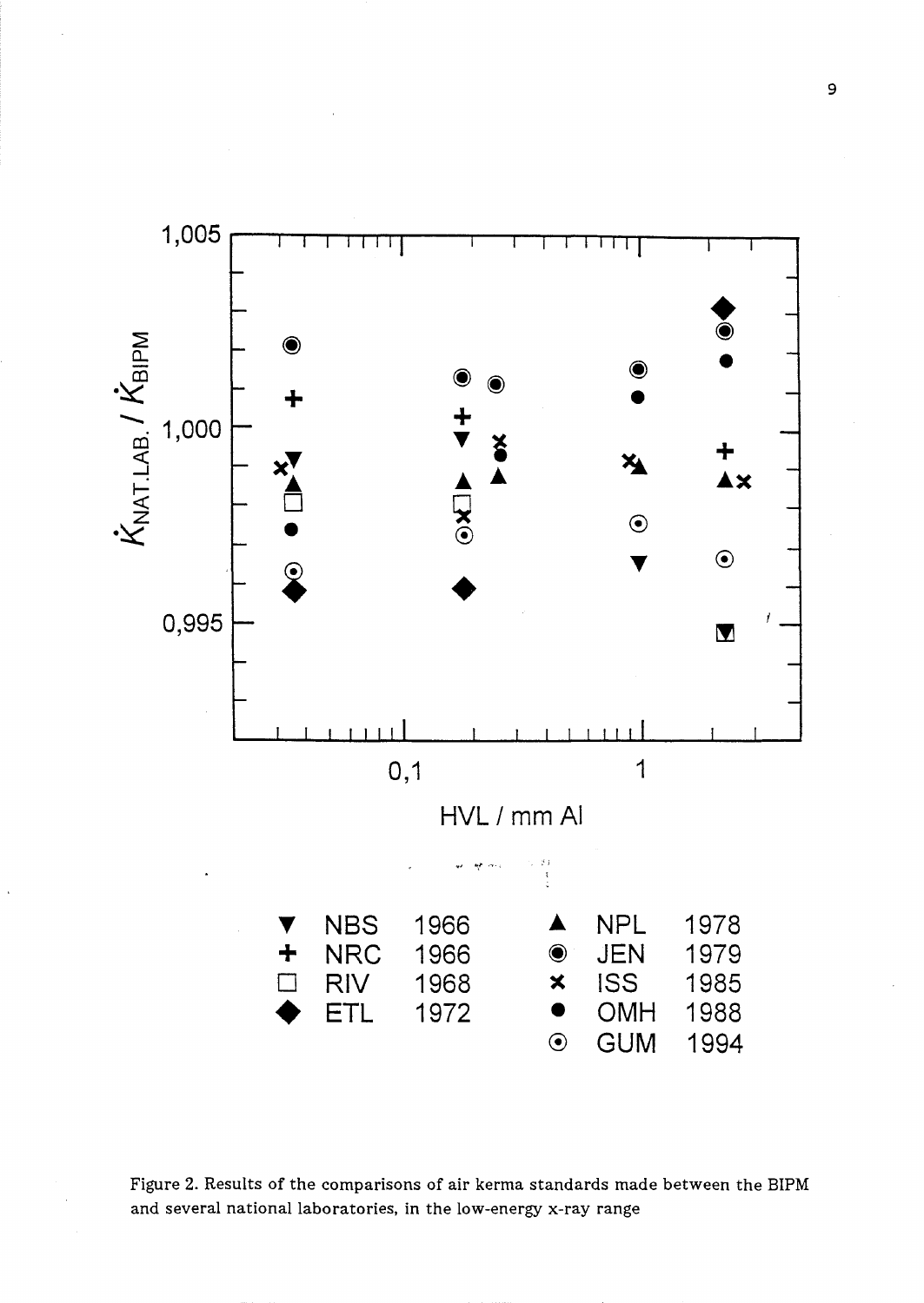Figure 2. Results of the comparisons of air kerma standards made between the BIPM and several national laboratories, in the low-energy x-ray range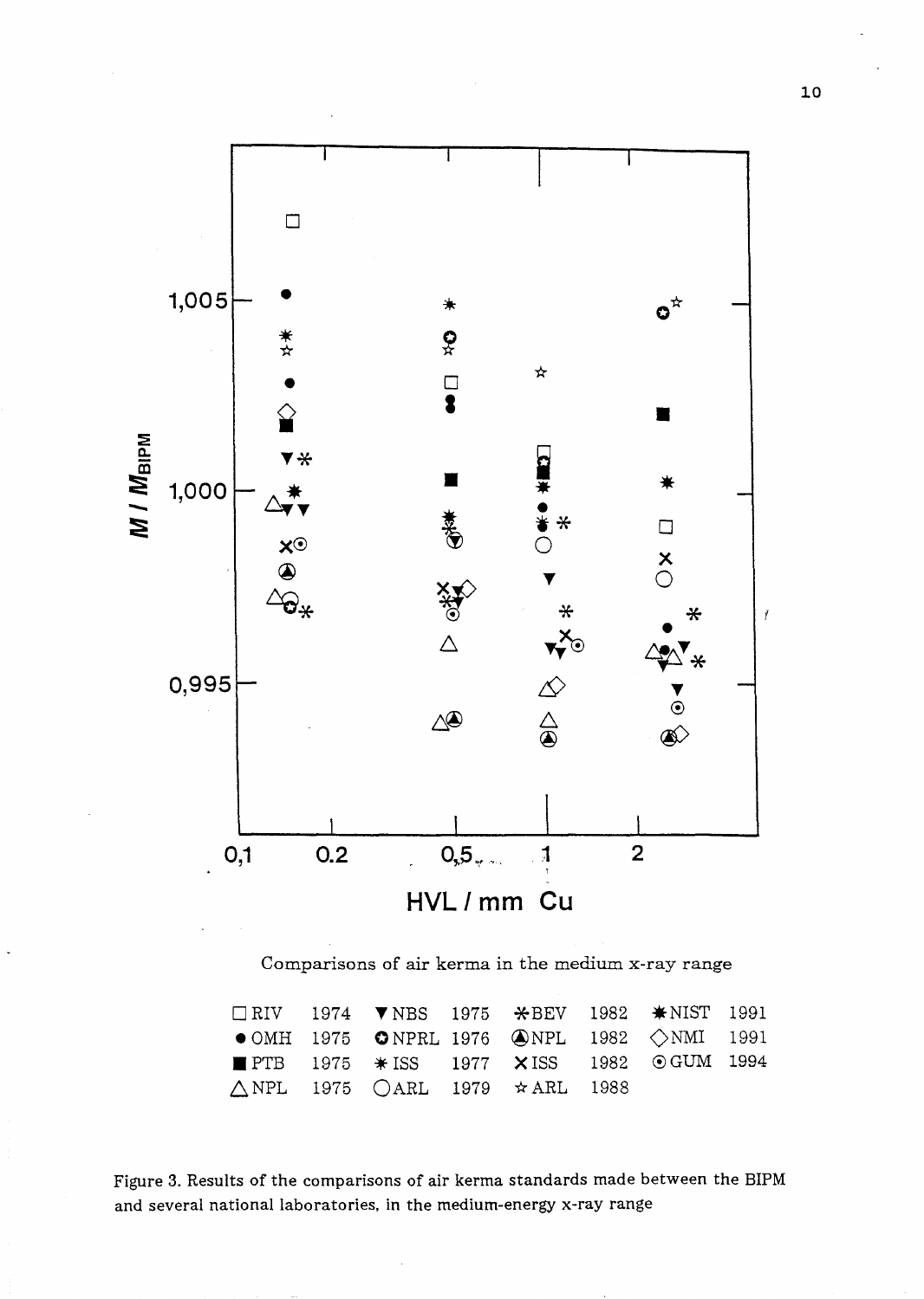1,005

1,000

0,995

$M / M_{BIPM}$

0,1

0.2

0,5

1

2

HVL / mm Cu

Comparisons of air kerma in the medium x-ray range

□ RIV 1974 ▼ NBS 1975 ✻ BEV 1982 ✱ NIST 1991
● OMH 1975 ✪ NPRL 1976 ⊛ NPL 1982 ◇ NMI 1991
■ PTB 1975 ✳ ISS 1977 ✕ ISS 1982 ⊙ GUM 1994
△ NPL 1975 ○ ARL 1979 ☆ ARL 1988

Figure 3. Results of the comparisons of air kerma standards made between the BIPM and several national laboratories, in the medium-energy x-ray range